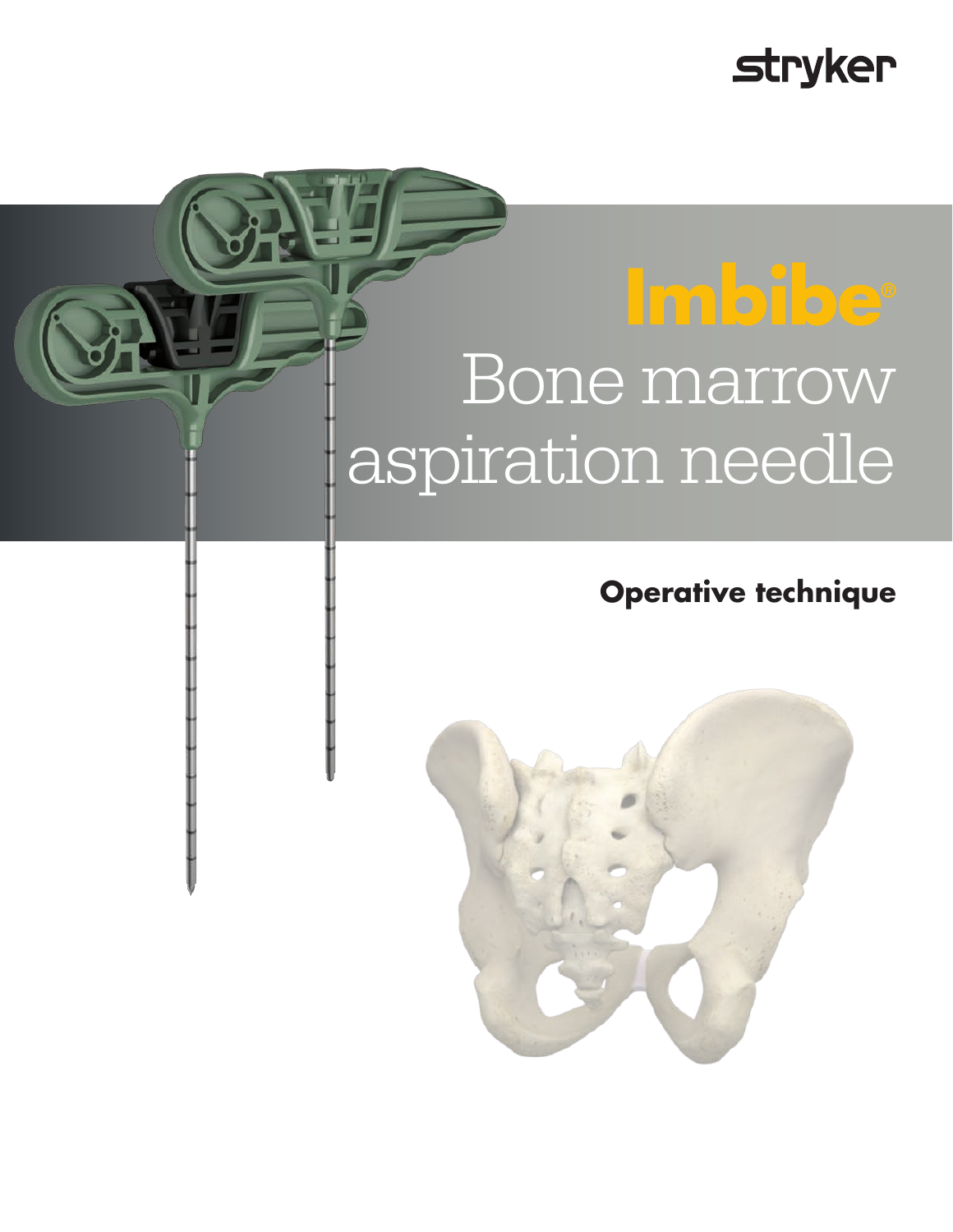stryker

# Imbibe®

# Bone marrow aspiration needle

## Operative technique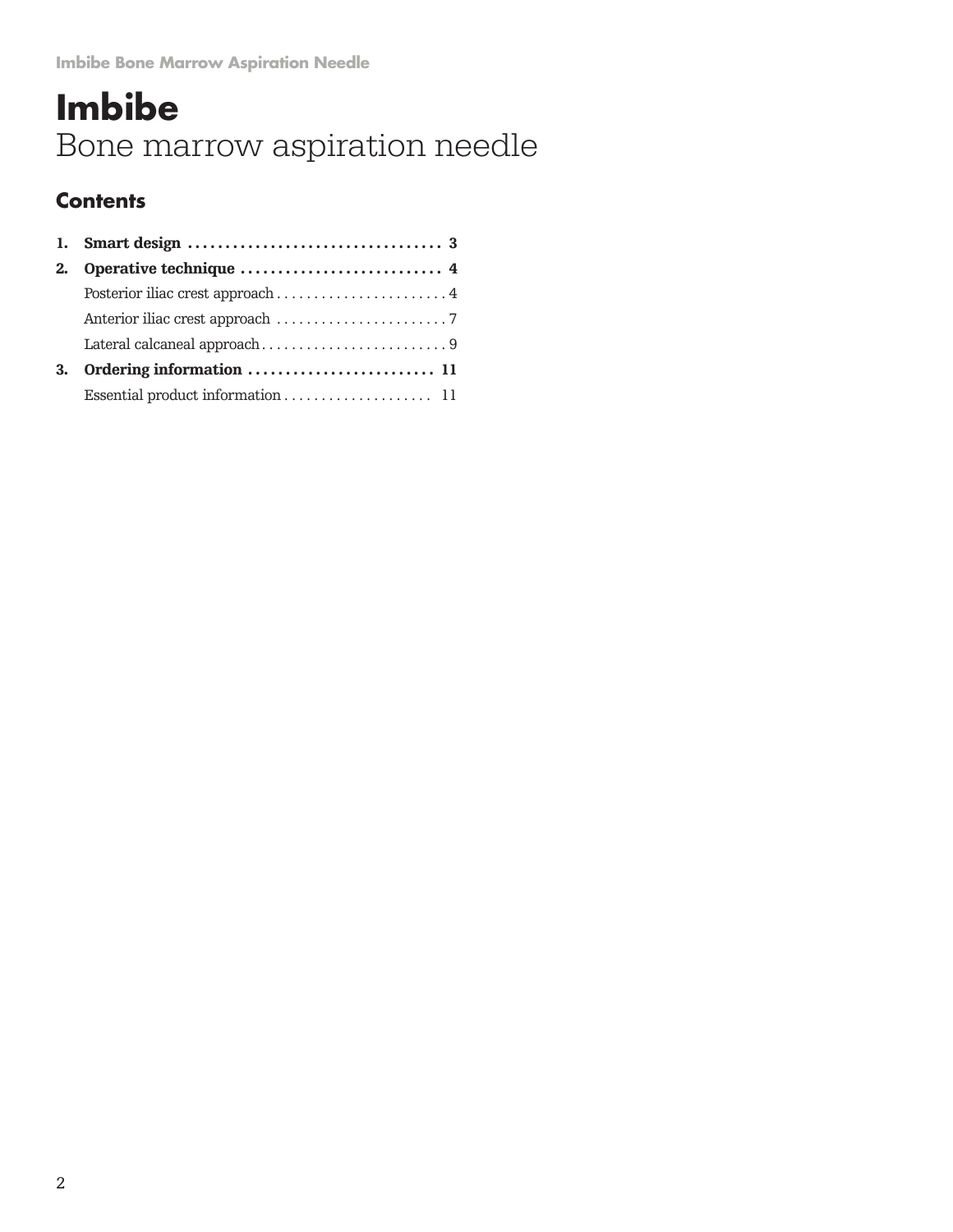# Imbibe

Bone marrow aspiration needle

## Contents

1. **Smart design** .................................. 3
2. **Operative technique** ........................... 4
   - Posterior iliac crest approach ....................... 4
   - Anterior iliac crest approach ....................... 7
   - Lateral calcaneal approach ......................... 9
3. **Ordering information** ......................... 11
   - Essential product information .................... 11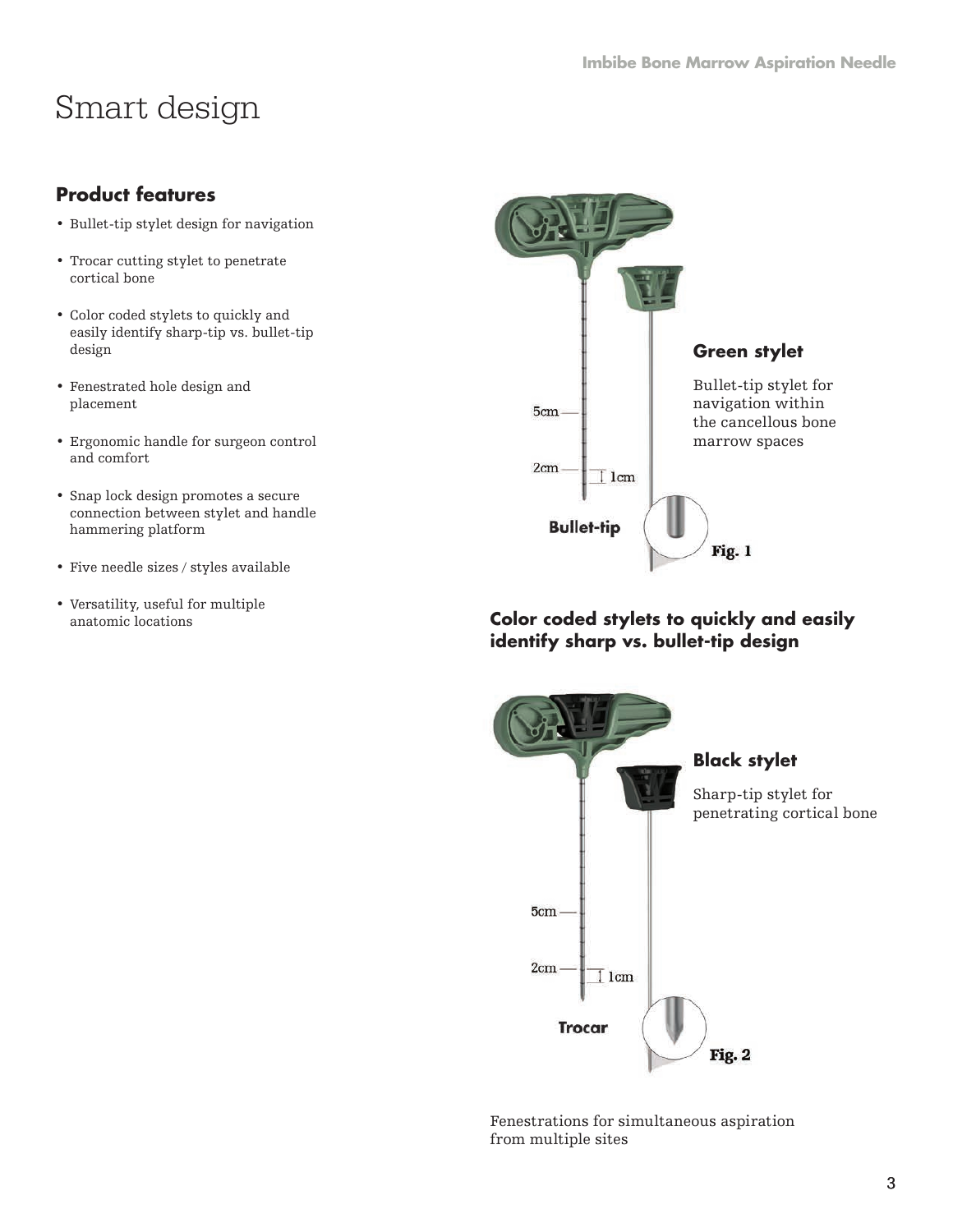# Smart design

## Product features

- Bullet-tip stylet design for navigation
- Trocar cutting stylet to penetrate cortical bone
- Color coded stylets to quickly and easily identify sharp-tip vs. bullet-tip design
- Fenestrated hole design and placement
- Ergonomic handle for surgeon control and comfort
- Snap lock design promotes a secure connection between stylet and handle hammering platform
- Five needle sizes / styles available
- Versatility, useful for multiple anatomic locations

5cm

2cm

1cm

**Bullet-tip**

**Green stylet**

Bullet-tip stylet for navigation within the cancellous bone marrow spaces

**Fig. 1**

**Color coded stylets to quickly and easily identify sharp vs. bullet-tip design**

5cm

2cm

1cm

**Trocar**

**Black stylet**

Sharp-tip stylet for penetrating cortical bone

**Fig. 2**

Fenestrations for simultaneous aspiration from multiple sites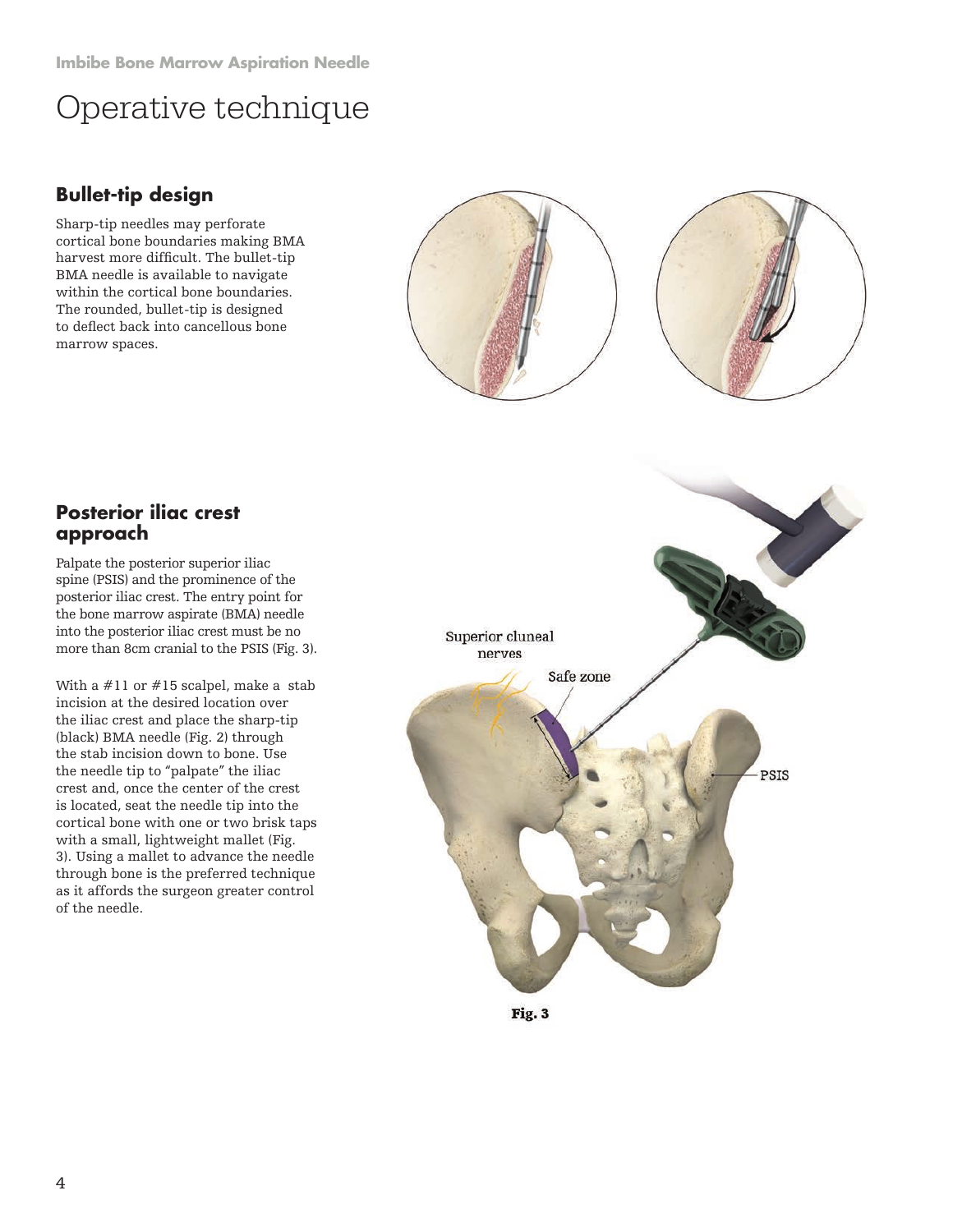# Operative technique

## Bullet-tip design

Sharp-tip needles may perforate cortical bone boundaries making BMA harvest more difficult. The bullet-tip BMA needle is available to navigate within the cortical bone boundaries. The rounded, bullet-tip is designed to deflect back into cancellous bone marrow spaces.

## Posterior iliac crest approach

Palpate the posterior superior iliac spine (PSIS) and the prominence of the posterior iliac crest. The entry point for the bone marrow aspirate (BMA) needle into the posterior iliac crest must be no more than 8cm cranial to the PSIS (Fig. 3).

With a #11 or #15 scalpel, make a stab incision at the desired location over the iliac crest and place the sharp-tip (black) BMA needle (Fig. 2) through the stab incision down to bone. Use the needle tip to "palpate" the iliac crest and, once the center of the crest is located, seat the needle tip into the cortical bone with one or two brisk taps with a small, lightweight mallet (Fig. 3). Using a mallet to advance the needle through bone is the preferred technique as it affords the surgeon greater control of the needle.

Superior cluneal nerves

Safe zone

PSIS

Fig. 3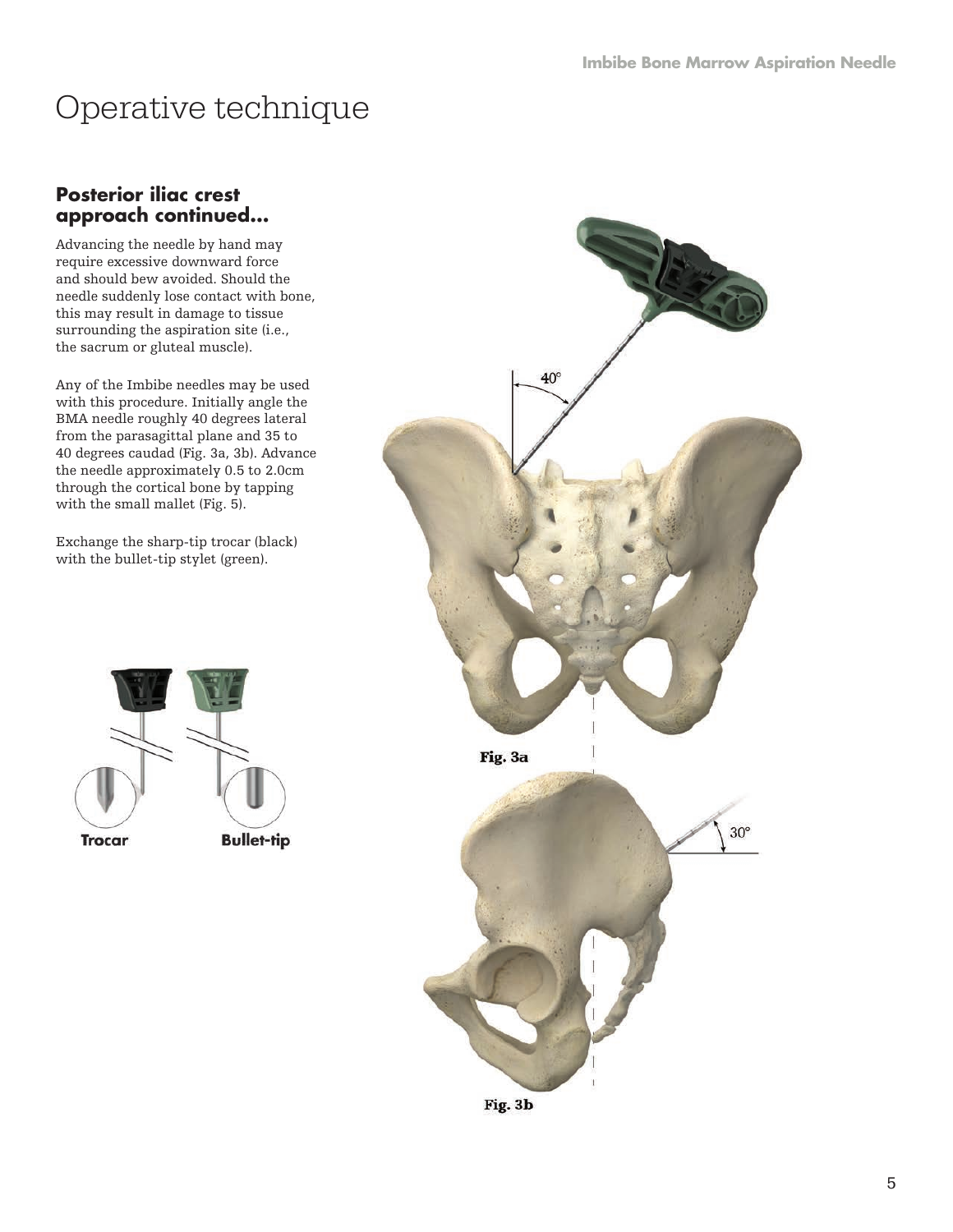# Operative technique

### Posterior iliac crest approach continued...

Advancing the needle by hand may require excessive downward force and should bew avoided. Should the needle suddenly lose contact with bone, this may result in damage to tissue surrounding the aspiration site (i.e., the sacrum or gluteal muscle).

Any of the Imbibe needles may be used with this procedure. Initially angle the BMA needle roughly 40 degrees lateral from the parasagittal plane and 35 to 40 degrees caudad (Fig. 3a, 3b). Advance the needle approximately 0.5 to 2.0cm through the cortical bone by tapping with the small mallet (Fig. 5).

Exchange the sharp-tip trocar (black) with the bullet-tip stylet (green).

Trocar

Bullet-tip

40°

Fig. 3a

30°

Fig. 3b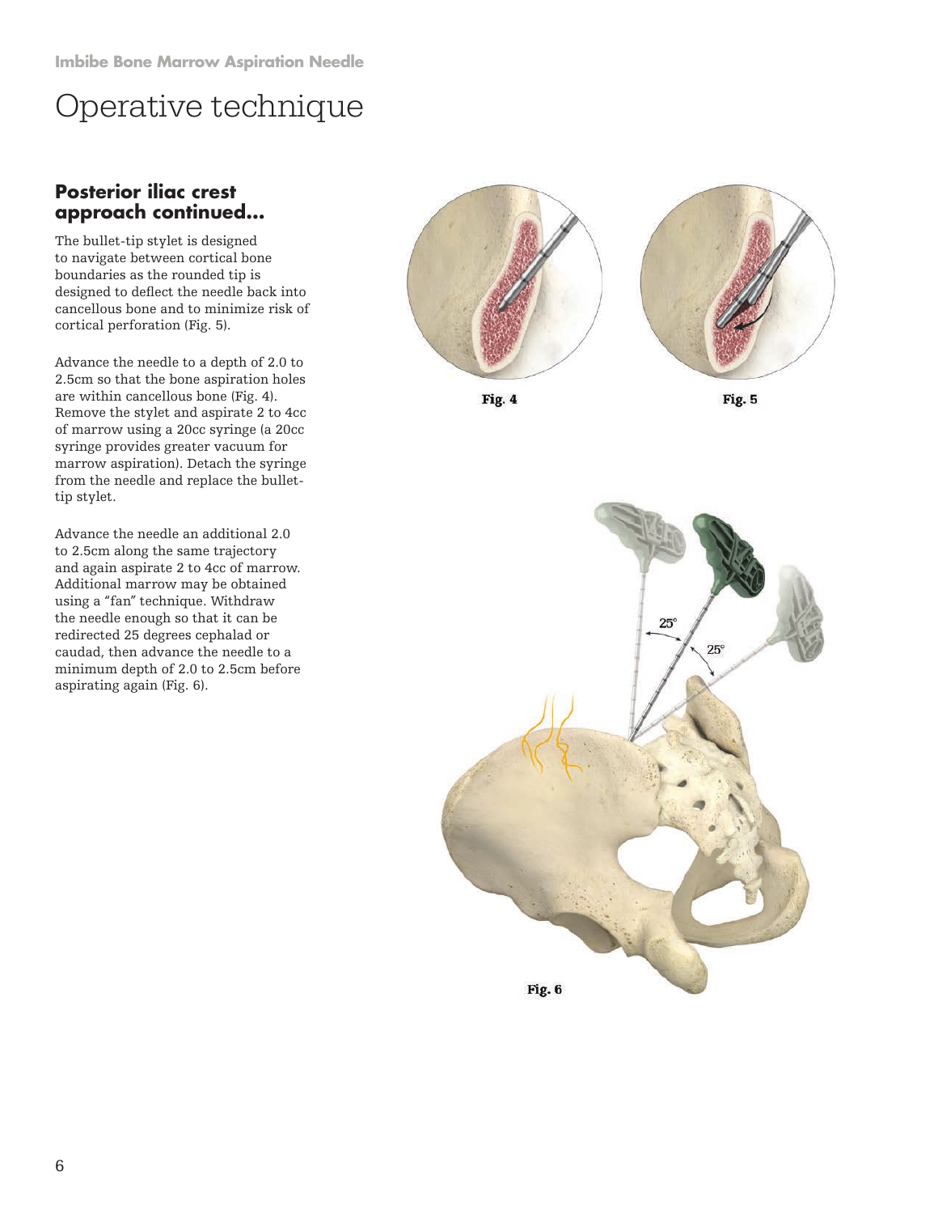# Operative technique

## Posterior iliac crest approach continued...

The bullet-tip stylet is designed to navigate between cortical bone boundaries as the rounded tip is designed to deflect the needle back into cancellous bone and to minimize risk of cortical perforation (Fig. 5).

Advance the needle to a depth of 2.0 to 2.5cm so that the bone aspiration holes are within cancellous bone (Fig. 4). Remove the stylet and aspirate 2 to 4cc of marrow using a 20cc syringe (a 20cc syringe provides greater vacuum for marrow aspiration). Detach the syringe from the needle and replace the bullet-tip stylet.

Advance the needle an additional 2.0 to 2.5cm along the same trajectory and again aspirate 2 to 4cc of marrow. Additional marrow may be obtained using a "fan" technique. Withdraw the needle enough so that it can be redirected 25 degrees cephalad or caudad, then advance the needle to a minimum depth of 2.0 to 2.5cm before aspirating again (Fig. 6).

Fig. 4

Fig. 5

25°

25°

Fig. 6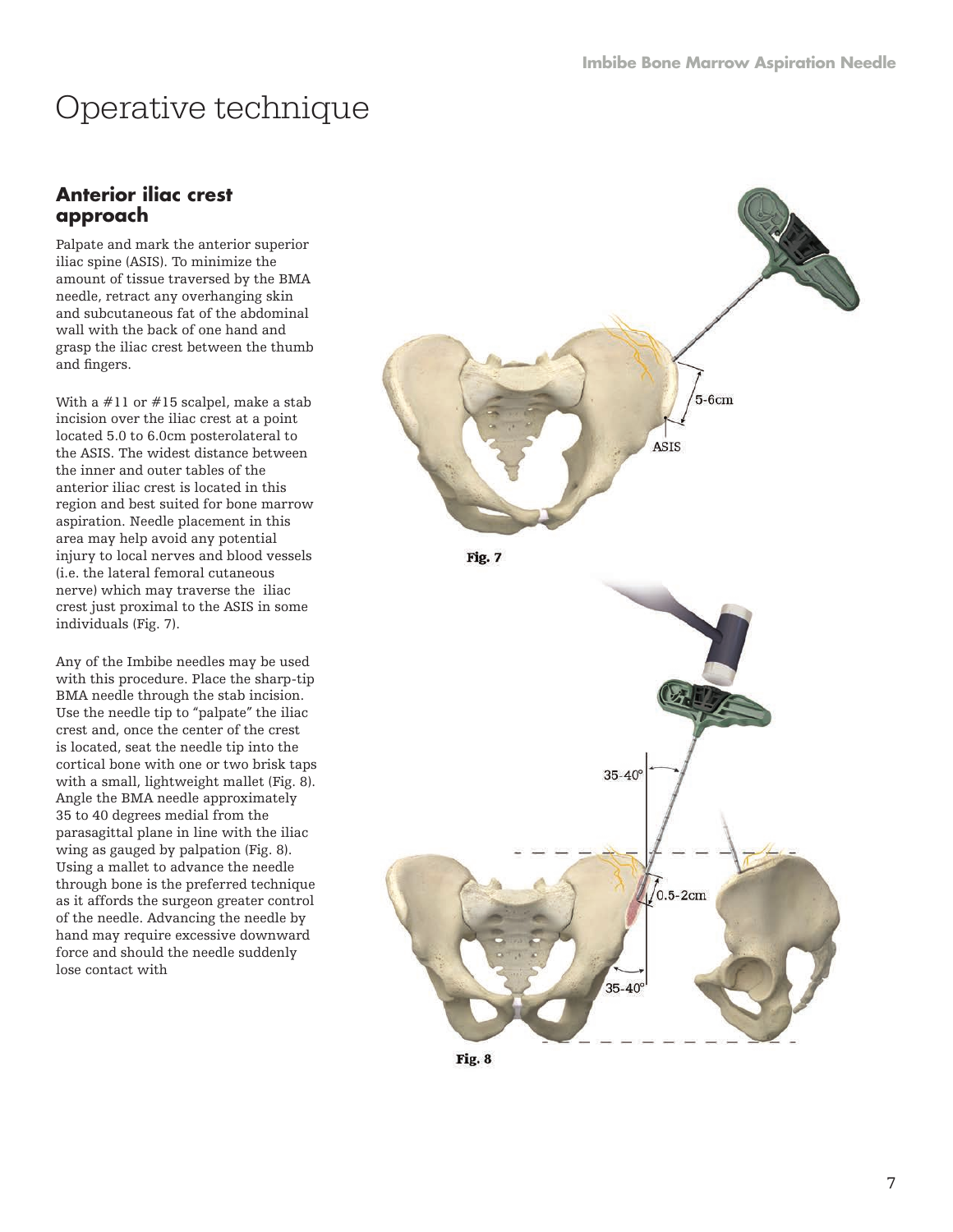# Operative technique

## Anterior iliac crest approach

Palpate and mark the anterior superior iliac spine (ASIS). To minimize the amount of tissue traversed by the BMA needle, retract any overhanging skin and subcutaneous fat of the abdominal wall with the back of one hand and grasp the iliac crest between the thumb and fingers.

With a #11 or #15 scalpel, make a stab incision over the iliac crest at a point located 5.0 to 6.0cm posterolateral to the ASIS. The widest distance between the inner and outer tables of the anterior iliac crest is located in this region and best suited for bone marrow aspiration. Needle placement in this area may help avoid any potential injury to local nerves and blood vessels (i.e. the lateral femoral cutaneous nerve) which may traverse the iliac crest just proximal to the ASIS in some individuals (Fig. 7).

Any of the Imbibe needles may be used with this procedure. Place the sharp-tip BMA needle through the stab incision. Use the needle tip to "palpate" the iliac crest and, once the center of the crest is located, seat the needle tip into the cortical bone with one or two brisk taps with a small, lightweight mallet (Fig. 8). Angle the BMA needle approximately 35 to 40 degrees medial from the parasagittal plane in line with the iliac wing as gauged by palpation (Fig. 8). Using a mallet to advance the needle through bone is the preferred technique as it affords the surgeon greater control of the needle. Advancing the needle by hand may require excessive downward force and should the needle suddenly lose contact with

5-6cm

ASIS

Fig. 7

35-40°

0.5-2cm

35-40°

Fig. 8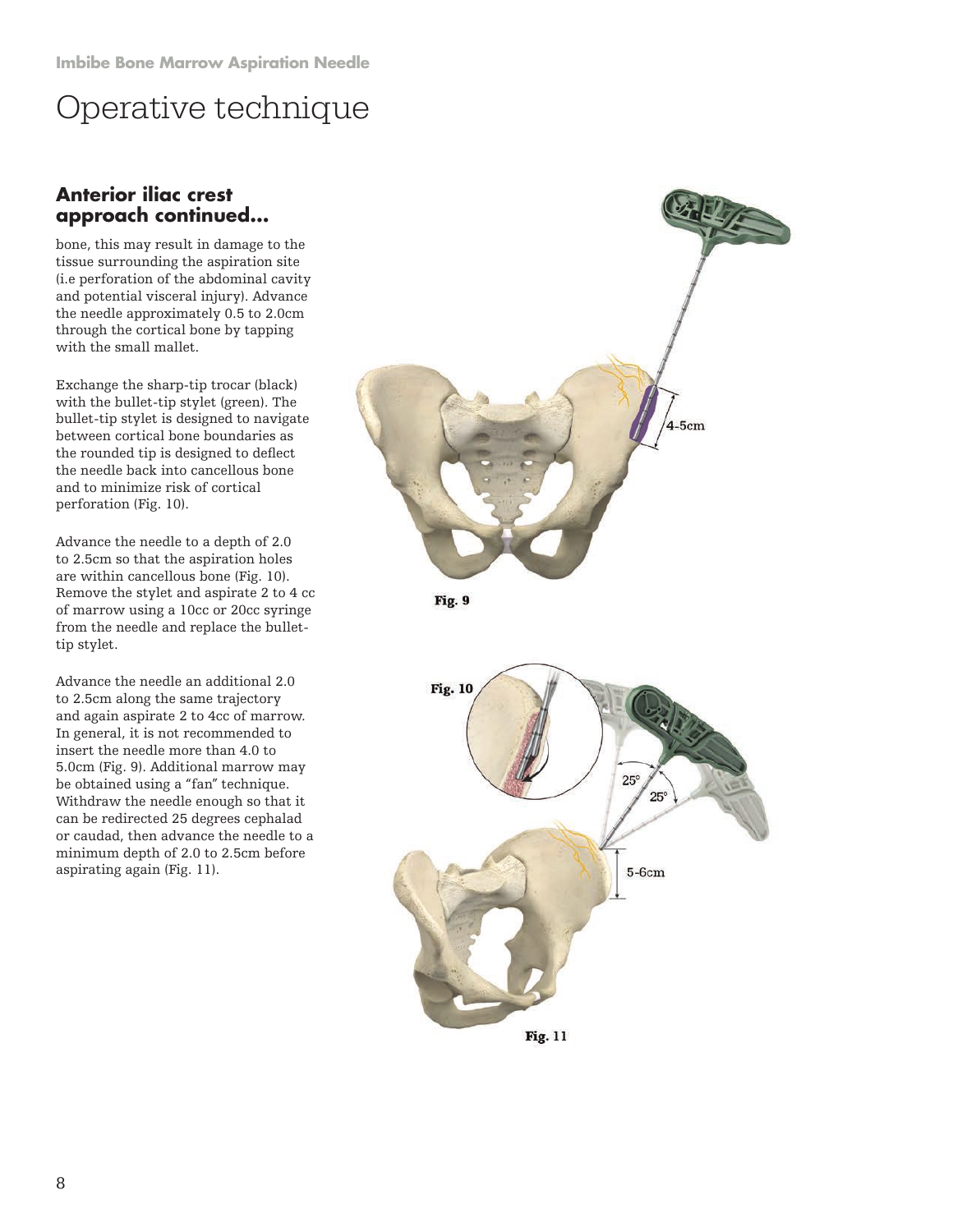# Operative technique

## Anterior iliac crest approach continued...

bone, this may result in damage to the tissue surrounding the aspiration site (i.e perforation of the abdominal cavity and potential visceral injury). Advance the needle approximately 0.5 to 2.0cm through the cortical bone by tapping with the small mallet.

Exchange the sharp-tip trocar (black) with the bullet-tip stylet (green). The bullet-tip stylet is designed to navigate between cortical bone boundaries as the rounded tip is designed to deflect the needle back into cancellous bone and to minimize risk of cortical perforation (Fig. 10).

Advance the needle to a depth of 2.0 to 2.5cm so that the aspiration holes are within cancellous bone (Fig. 10). Remove the stylet and aspirate 2 to 4 cc of marrow using a 10cc or 20cc syringe from the needle and replace the bullet-tip stylet.

Advance the needle an additional 2.0 to 2.5cm along the same trajectory and again aspirate 2 to 4cc of marrow. In general, it is not recommended to insert the needle more than 4.0 to 5.0cm (Fig. 9). Additional marrow may be obtained using a "fan" technique. Withdraw the needle enough so that it can be redirected 25 degrees cephalad or caudad, then advance the needle to a minimum depth of 2.0 to 2.5cm before aspirating again (Fig. 11).

4-5cm

Fig. 9

Fig. 10

25°

25°

5-6cm

Fig. 11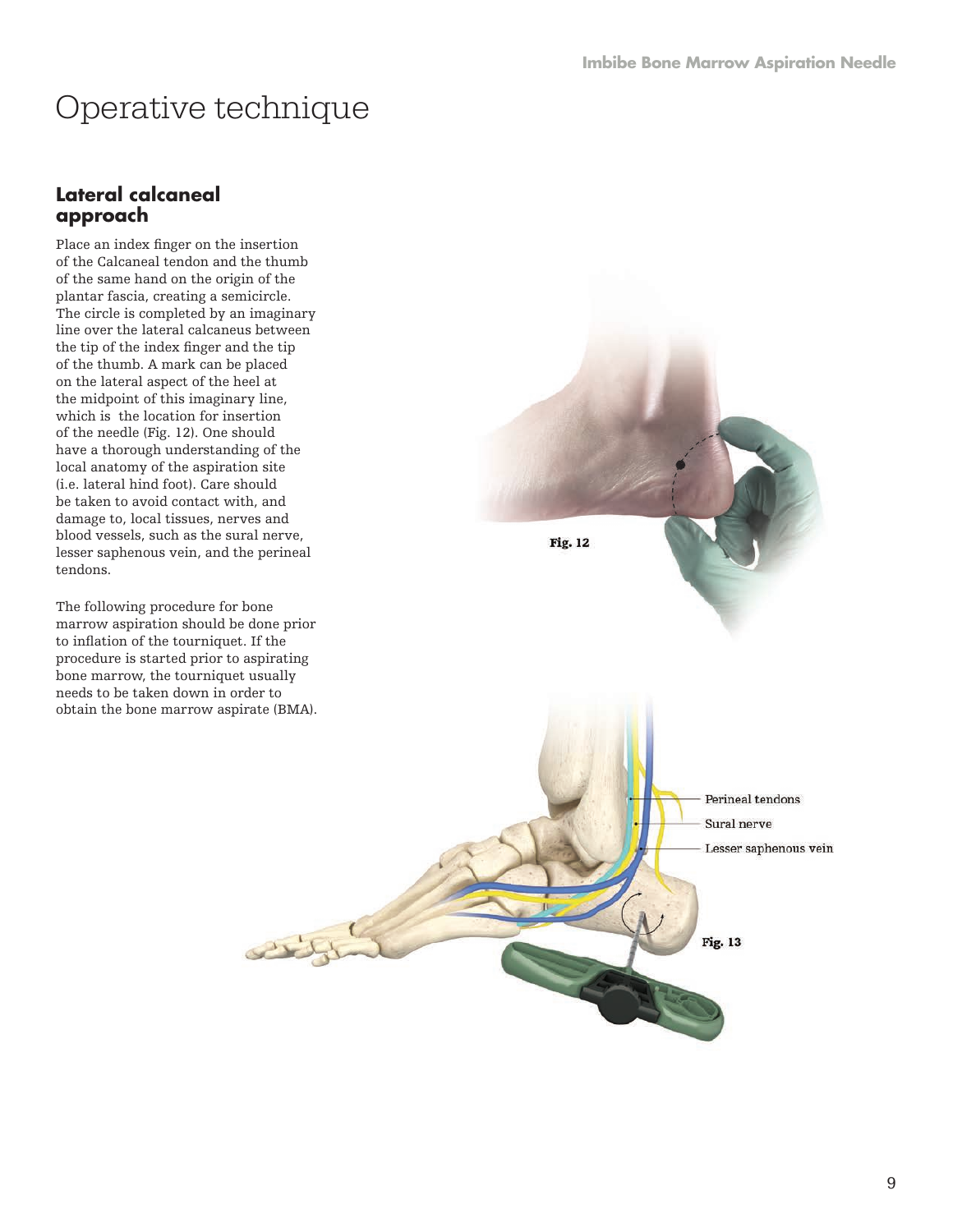# Operative technique

## Lateral calcaneal approach

Place an index finger on the insertion of the Calcaneal tendon and the thumb of the same hand on the origin of the plantar fascia, creating a semicircle. The circle is completed by an imaginary line over the lateral calcaneus between the tip of the index finger and the tip of the thumb. A mark can be placed on the lateral aspect of the heel at the midpoint of this imaginary line, which is the location for insertion of the needle (Fig. 12). One should have a thorough understanding of the local anatomy of the aspiration site (i.e. lateral hind foot). Care should be taken to avoid contact with, and damage to, local tissues, nerves and blood vessels, such as the sural nerve, lesser saphenous vein, and the perineal tendons.

The following procedure for bone marrow aspiration should be done prior to inflation of the tourniquet. If the procedure is started prior to aspirating bone marrow, the tourniquet usually needs to be taken down in order to obtain the bone marrow aspirate (BMA).

Fig. 12

Perineal tendons

Sural nerve

Lesser saphenous vein

Fig. 13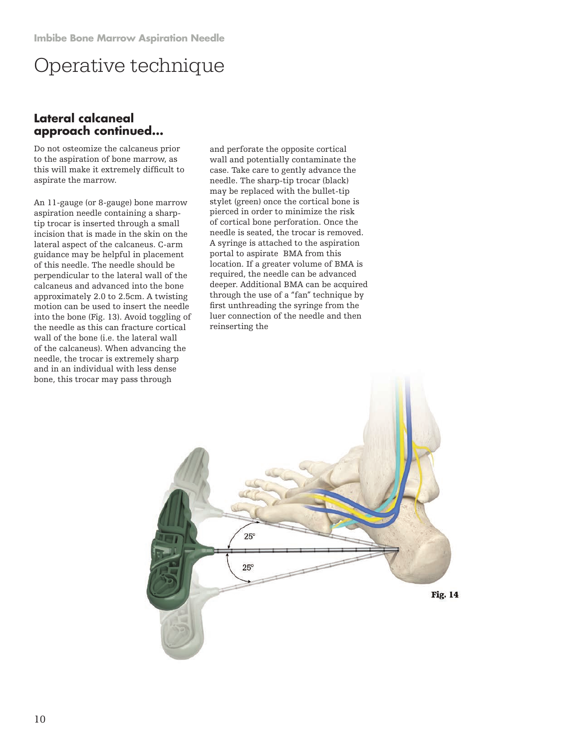# Operative technique

## Lateral calcaneal approach continued...

Do not osteomize the calcaneus prior to the aspiration of bone marrow, as this will make it extremely difficult to aspirate the marrow.

An 11-gauge (or 8-gauge) bone marrow aspiration needle containing a sharp-tip trocar is inserted through a small incision that is made in the skin on the lateral aspect of the calcaneus. C-arm guidance may be helpful in placement of this needle. The needle should be perpendicular to the lateral wall of the calcaneus and advanced into the bone approximately 2.0 to 2.5cm. A twisting motion can be used to insert the needle into the bone (Fig. 13). Avoid toggling of the needle as this can fracture cortical wall of the bone (i.e. the lateral wall of the calcaneus). When advancing the needle, the trocar is extremely sharp and in an individual with less dense bone, this trocar may pass through and perforate the opposite cortical wall and potentially contaminate the case. Take care to gently advance the needle. The sharp-tip trocar (black) may be replaced with the bullet-tip stylet (green) once the cortical bone is pierced in order to minimize the risk of cortical bone perforation. Once the needle is seated, the trocar is removed. A syringe is attached to the aspiration portal to aspirate BMA from this location. If a greater volume of BMA is required, the needle can be advanced deeper. Additional BMA can be acquired through the use of a "fan" technique by first unthreading the syringe from the luer connection of the needle and then reinserting the

25°

25°

Fig. 14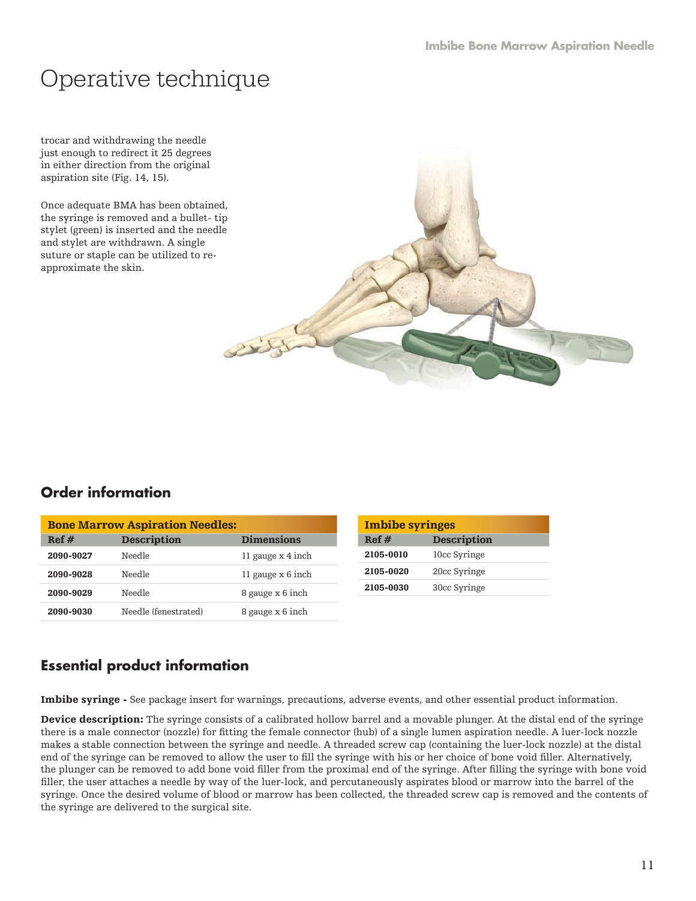// Operative technique

trocar and withdrawing the needle just enough to redirect it 25 degrees in either direction from the original aspiration site (Fig. 14, 15).

Once adequate BMA has been obtained, the syringe is removed and a bullet- tip stylet (green) is inserted and the needle and stylet are withdrawn. A single suture or staple can be utilized to re-approximate the skin.

## Order information

**Bone Marrow Aspiration Needles:**

| Ref # | Description | Dimensions |
|---|---|---|
| **2090-9027** | Needle | 11 gauge x 4 inch |
| **2090-9028** | Needle | 11 gauge x 6 inch |
| **2090-9029** | Needle | 8 gauge x 6 inch |
| **2090-9030** | Needle (fenestrated) | 8 gauge x 6 inch |

**Imbibe syringes**

| Ref # | Description |
|---|---|
| **2105-0010** | 10cc Syringe |
| **2105-0020** | 20cc Syringe |
| **2105-0030** | 30cc Syringe |

## Essential product information

**Imbibe syringe -** See package insert for warnings, precautions, adverse events, and other essential product information.

**Device description:** The syringe consists of a calibrated hollow barrel and a movable plunger. At the distal end of the syringe there is a male connector (nozzle) for fitting the female connector (hub) of a single lumen aspiration needle. A luer-lock nozzle makes a stable connection between the syringe and needle. A threaded screw cap (containing the luer-lock nozzle) at the distal end of the syringe can be removed to allow the user to fill the syringe with his or her choice of bone void filler. Alternatively, the plunger can be removed to add bone void filler from the proximal end of the syringe. After filling the syringe with bone void filler, the user attaches a needle by way of the luer-lock, and percutaneously aspirates blood or marrow into the barrel of the syringe. Once the desired volume of blood or marrow has been collected, the threaded screw cap is removed and the contents of the syringe are delivered to the surgical site.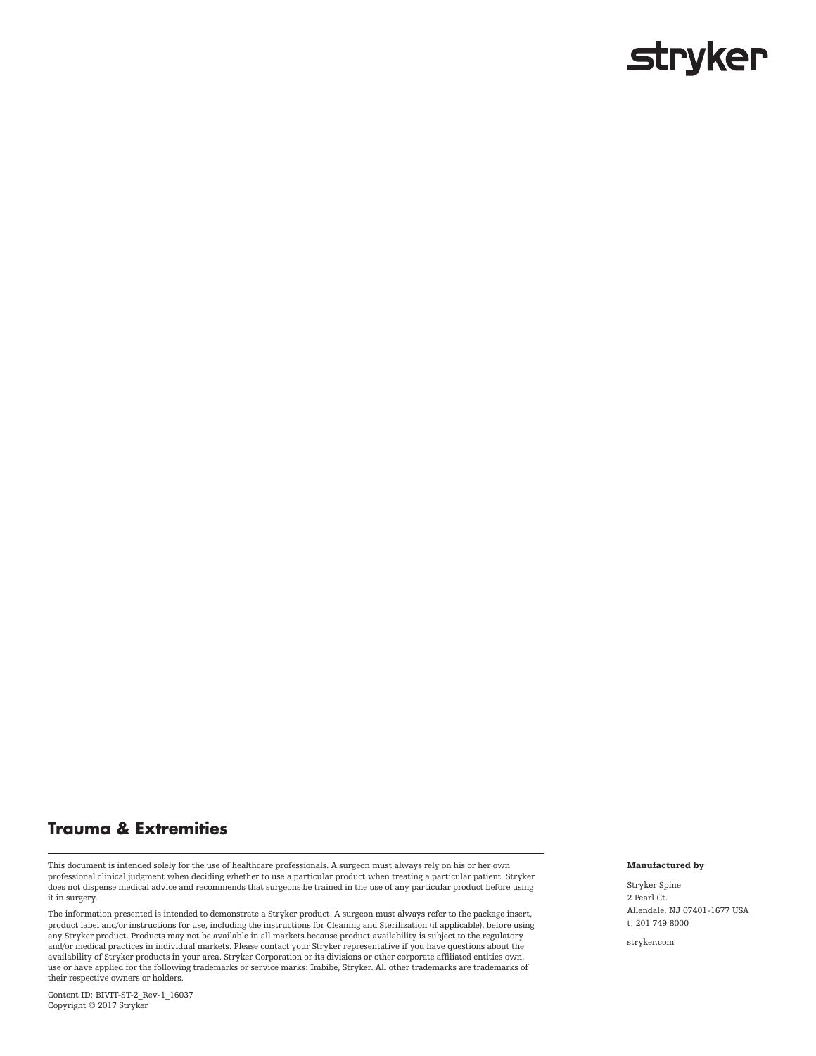stryker

## Trauma & Extremities

This document is intended solely for the use of healthcare professionals. A surgeon must always rely on his or her own professional clinical judgment when deciding whether to use a particular product when treating a particular patient. Stryker does not dispense medical advice and recommends that surgeons be trained in the use of any particular product before using it in surgery.

The information presented is intended to demonstrate a Stryker product. A surgeon must always refer to the package insert, product label and/or instructions for use, including the instructions for Cleaning and Sterilization (if applicable), before using any Stryker product. Products may not be available in all markets because product availability is subject to the regulatory and/or medical practices in individual markets. Please contact your Stryker representative if you have questions about the availability of Stryker products in your area. Stryker Corporation or its divisions or other corporate affiliated entities own, use or have applied for the following trademarks or service marks: Imbibe, Stryker. All other trademarks are trademarks of their respective owners or holders.

Content ID: BIVIT-ST-2_Rev-1_16037
Copyright © 2017 Stryker

**Manufactured by**

Stryker Spine
2 Pearl Ct.
Allendale, NJ 07401-1677 USA
t: 201 749 8000

stryker.com